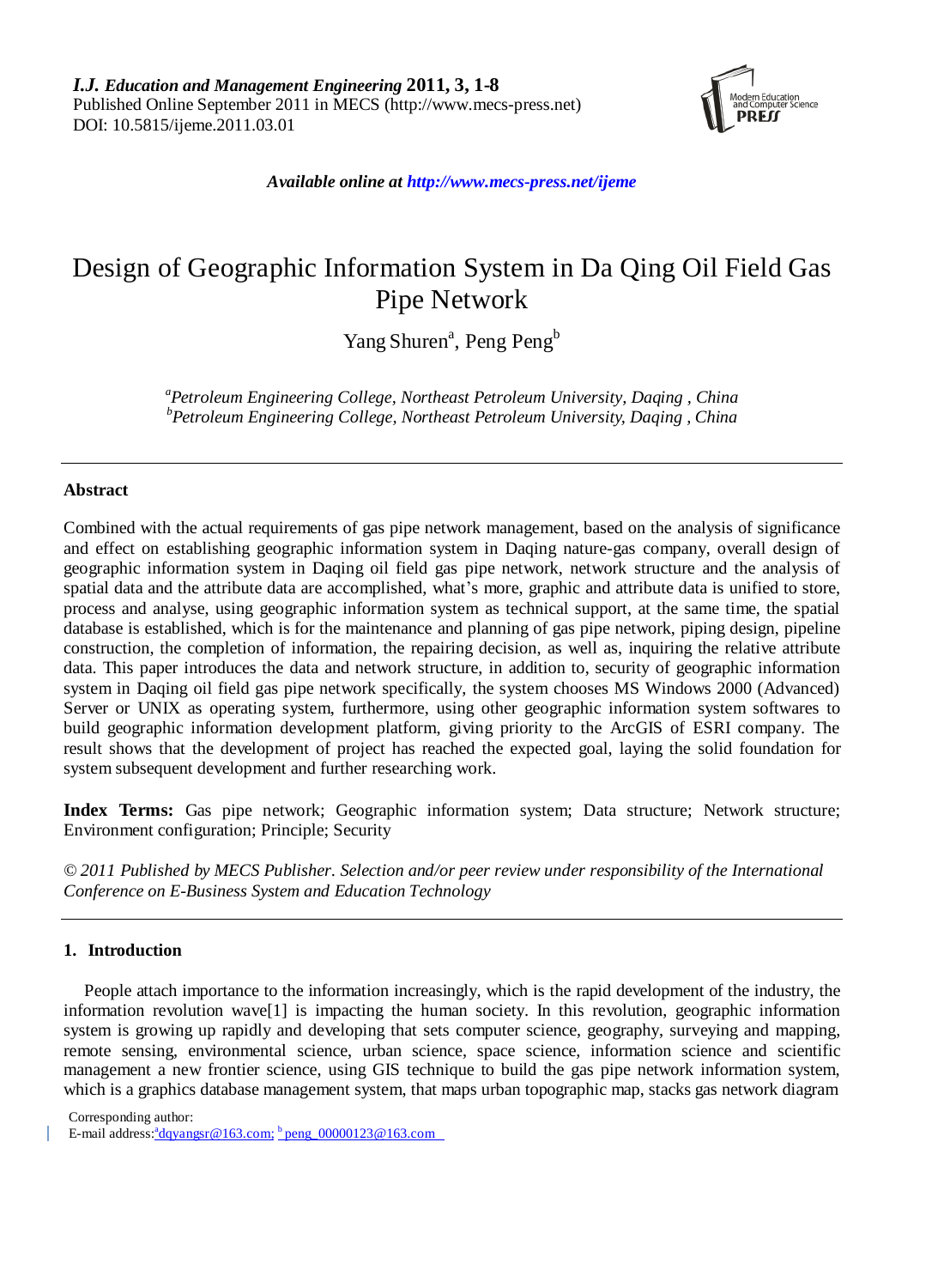*I.J. Education and Management Engineering* **2011, 3, 1-8**
Published Online September 2011 in MECS (http://www.mecs-press.net)
DOI: 10.5815/ijeme.2011.03.01

*Available online at http://www.mecs-press.net/ijeme*

# Design of Geographic Information System in Da Qing Oil Field Gas Pipe Network

Yang Shuren[a], Peng Peng[b]

[a]*Petroleum Engineering College, Northeast Petroleum University, Daqing , China*
[b]*Petroleum Engineering College, Northeast Petroleum University, Daqing , China*

---

## Abstract

Combined with the actual requirements of gas pipe network management, based on the analysis of significance and effect on establishing geographic information system in Daqing nature-gas company, overall design of geographic information system in Daqing oil field gas pipe network, network structure and the analysis of spatial data and the attribute data are accomplished, what's more, graphic and attribute data is unified to store, process and analyse, using geographic information system as technical support, at the same time, the spatial database is established, which is for the maintenance and planning of gas pipe network, piping design, pipeline construction, the completion of information, the repairing decision, as well as, inquiring the relative attribute data. This paper introduces the data and network structure, in addition to, security of geographic information system in Daqing oil field gas pipe network specifically, the system chooses MS Windows 2000 (Advanced) Server or UNIX as operating system, furthermore, using other geographic information system softwares to build geographic information development platform, giving priority to the ArcGIS of ESRI company. The result shows that the development of project has reached the expected goal, laying the solid foundation for system subsequent development and further researching work.

**Index Terms:** Gas pipe network; Geographic information system; Data structure; Network structure; Environment configuration; Principle; Security

*© 2011 Published by MECS Publisher. Selection and/or peer review under responsibility of the International Conference on E-Business System and Education Technology*

---

## 1. Introduction

People attach importance to the information increasingly, which is the rapid development of the industry, the information revolution wave[1] is impacting the human society. In this revolution, geographic information system is growing up rapidly and developing that sets computer science, geography, surveying and mapping, remote sensing, environmental science, urban science, space science, information science and scientific management a new frontier science, using GIS technique to build the gas pipe network information system, which is a graphics database management system, that maps urban topographic map, stacks gas network diagram

Corresponding author:
E-mail address: [a]dqyangsr@163.com; [b]peng_00000123@163.com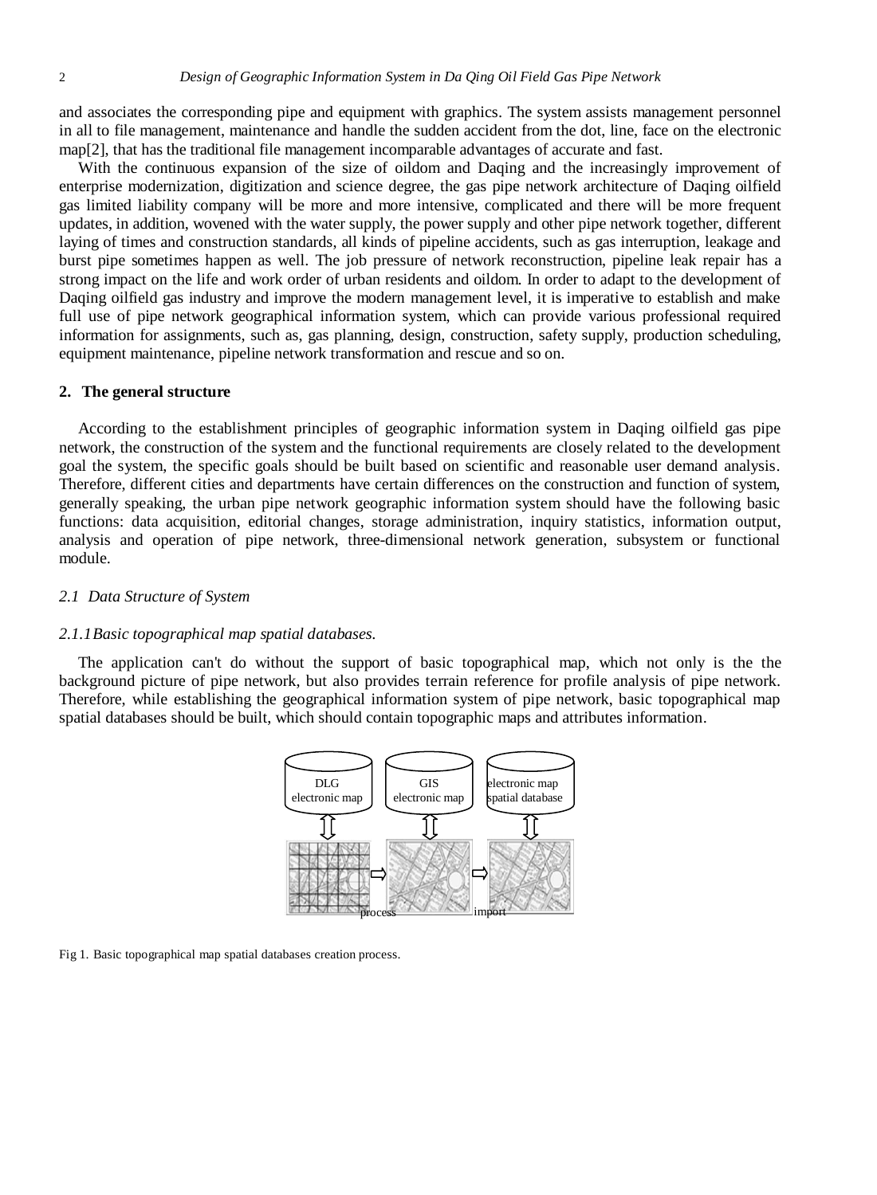and associates the corresponding pipe and equipment with graphics. The system assists management personnel in all to file management, maintenance and handle the sudden accident from the dot, line, face on the electronic map[2], that has the traditional file management incomparable advantages of accurate and fast.

With the continuous expansion of the size of oildom and Daqing and the increasingly improvement of enterprise modernization, digitization and science degree, the gas pipe network architecture of Daqing oilfield gas limited liability company will be more and more intensive, complicated and there will be more frequent updates, in addition, wovened with the water supply, the power supply and other pipe network together, different laying of times and construction standards, all kinds of pipeline accidents, such as gas interruption, leakage and burst pipe sometimes happen as well. The job pressure of network reconstruction, pipeline leak repair has a strong impact on the life and work order of urban residents and oildom. In order to adapt to the development of Daqing oilfield gas industry and improve the modern management level, it is imperative to establish and make full use of pipe network geographical information system, which can provide various professional required information for assignments, such as, gas planning, design, construction, safety supply, production scheduling, equipment maintenance, pipeline network transformation and rescue and so on.

## 2. The general structure

According to the establishment principles of geographic information system in Daqing oilfield gas pipe network, the construction of the system and the functional requirements are closely related to the development goal the system, the specific goals should be built based on scientific and reasonable user demand analysis. Therefore, different cities and departments have certain differences on the construction and function of system, generally speaking, the urban pipe network geographic information system should have the following basic functions: data acquisition, editorial changes, storage administration, inquiry statistics, information output, analysis and operation of pipe network, three-dimensional network generation, subsystem or functional module.

### *2.1 Data Structure of System*

#### *2.1.1 Basic topographical map spatial databases.*

The application can't do without the support of basic topographical map, which not only is the the background picture of pipe network, but also provides terrain reference for profile analysis of pipe network. Therefore, while establishing the geographical information system of pipe network, basic topographical map spatial databases should be built, which should contain topographic maps and attributes information.

DLG electronic map | GIS electronic map | electronic map spatial database

process | import

Fig 1. Basic topographical map spatial databases creation process.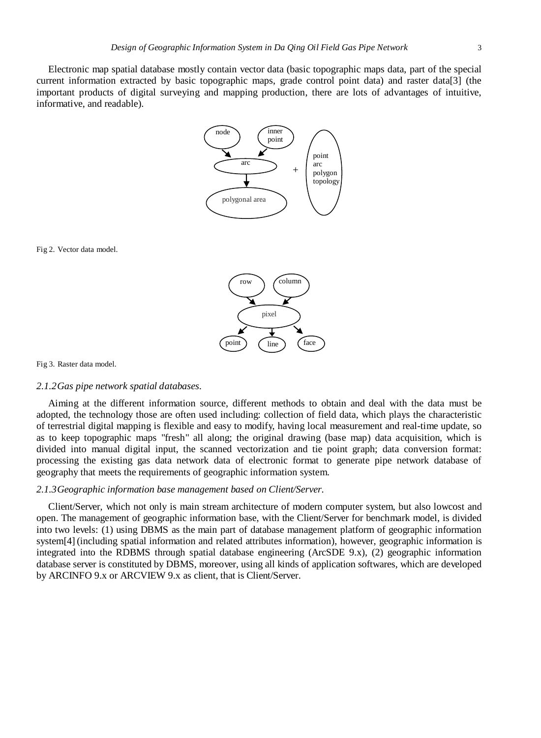Electronic map spatial database mostly contain vector data (basic topographic maps data, part of the special current information extracted by basic topographic maps, grade control point data) and raster data[3] (the important products of digital surveying and mapping production, there are lots of advantages of intuitive, informative, and readable).

Fig 2. Vector data model.

Fig 3. Raster data model.

*2.1.2 Gas pipe network spatial databases.*

Aiming at the different information source, different methods to obtain and deal with the data must be adopted, the technology those are often used including: collection of field data, which plays the characteristic of terrestrial digital mapping is flexible and easy to modify, having local measurement and real-time update, so as to keep topographic maps "fresh" all along; the original drawing (base map) data acquisition, which is divided into manual digital input, the scanned vectorization and tie point graph; data conversion format: processing the existing gas data network data of electronic format to generate pipe network database of geography that meets the requirements of geographic information system.

*2.1.3 Geographic information base management based on Client/Server.*

Client/Server, which not only is main stream architecture of modern computer system, but also lowcost and open. The management of geographic information base, with the Client/Server for benchmark model, is divided into two levels: (1) using DBMS as the main part of database management platform of geographic information system[4] (including spatial information and related attributes information), however, geographic information is integrated into the RDBMS through spatial database engineering (ArcSDE 9.x), (2) geographic information database server is constituted by DBMS, moreover, using all kinds of application softwares, which are developed by ARCINFO 9.x or ARCVIEW 9.x as client, that is Client/Server.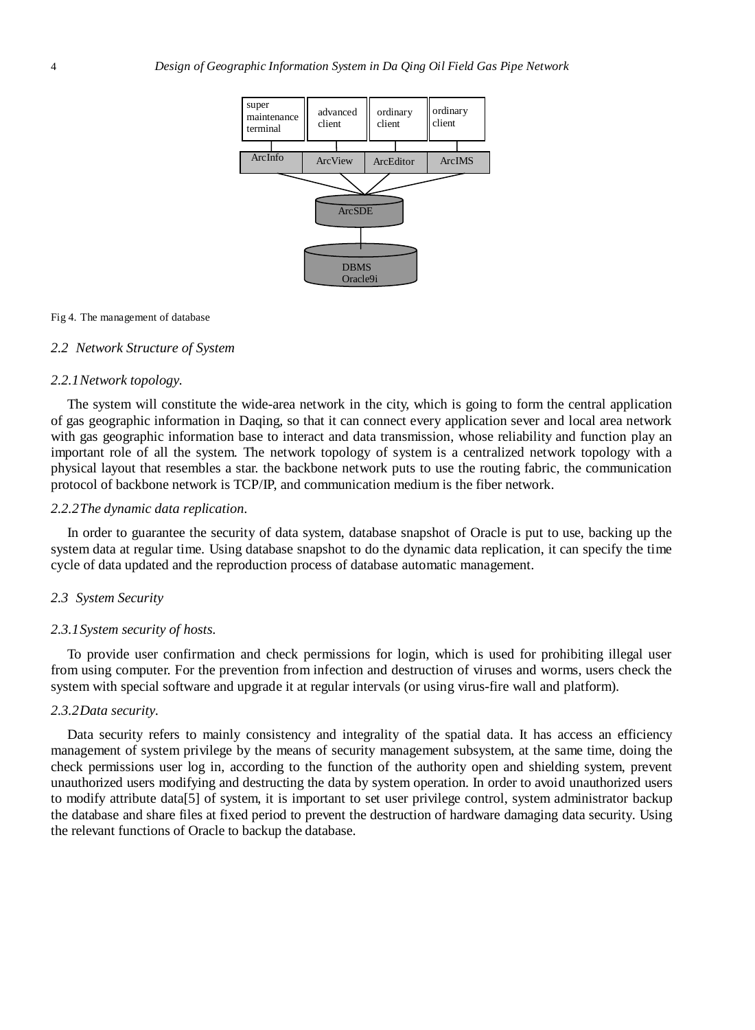Fig 4. The management of database

### 2.2 Network Structure of System

#### 2.2.1 Network topology.

The system will constitute the wide-area network in the city, which is going to form the central application of gas geographic information in Daqing, so that it can connect every application sever and local area network with gas geographic information base to interact and data transmission, whose reliability and function play an important role of all the system. The network topology of system is a centralized network topology with a physical layout that resembles a star. the backbone network puts to use the routing fabric, the communication protocol of backbone network is TCP/IP, and communication medium is the fiber network.

#### 2.2.2 The dynamic data replication.

In order to guarantee the security of data system, database snapshot of Oracle is put to use, backing up the system data at regular time. Using database snapshot to do the dynamic data replication, it can specify the time cycle of data updated and the reproduction process of database automatic management.

### 2.3 System Security

#### 2.3.1 System security of hosts.

To provide user confirmation and check permissions for login, which is used for prohibiting illegal user from using computer. For the prevention from infection and destruction of viruses and worms, users check the system with special software and upgrade it at regular intervals (or using virus-fire wall and platform).

#### 2.3.2 Data security.

Data security refers to mainly consistency and integrality of the spatial data. It has access an efficiency management of system privilege by the means of security management subsystem, at the same time, doing the check permissions user log in, according to the function of the authority open and shielding system, prevent unauthorized users modifying and destructing the data by system operation. In order to avoid unauthorized users to modify attribute data[5] of system, it is important to set user privilege control, system administrator backup the database and share files at fixed period to prevent the destruction of hardware damaging data security. Using the relevant functions of Oracle to backup the database.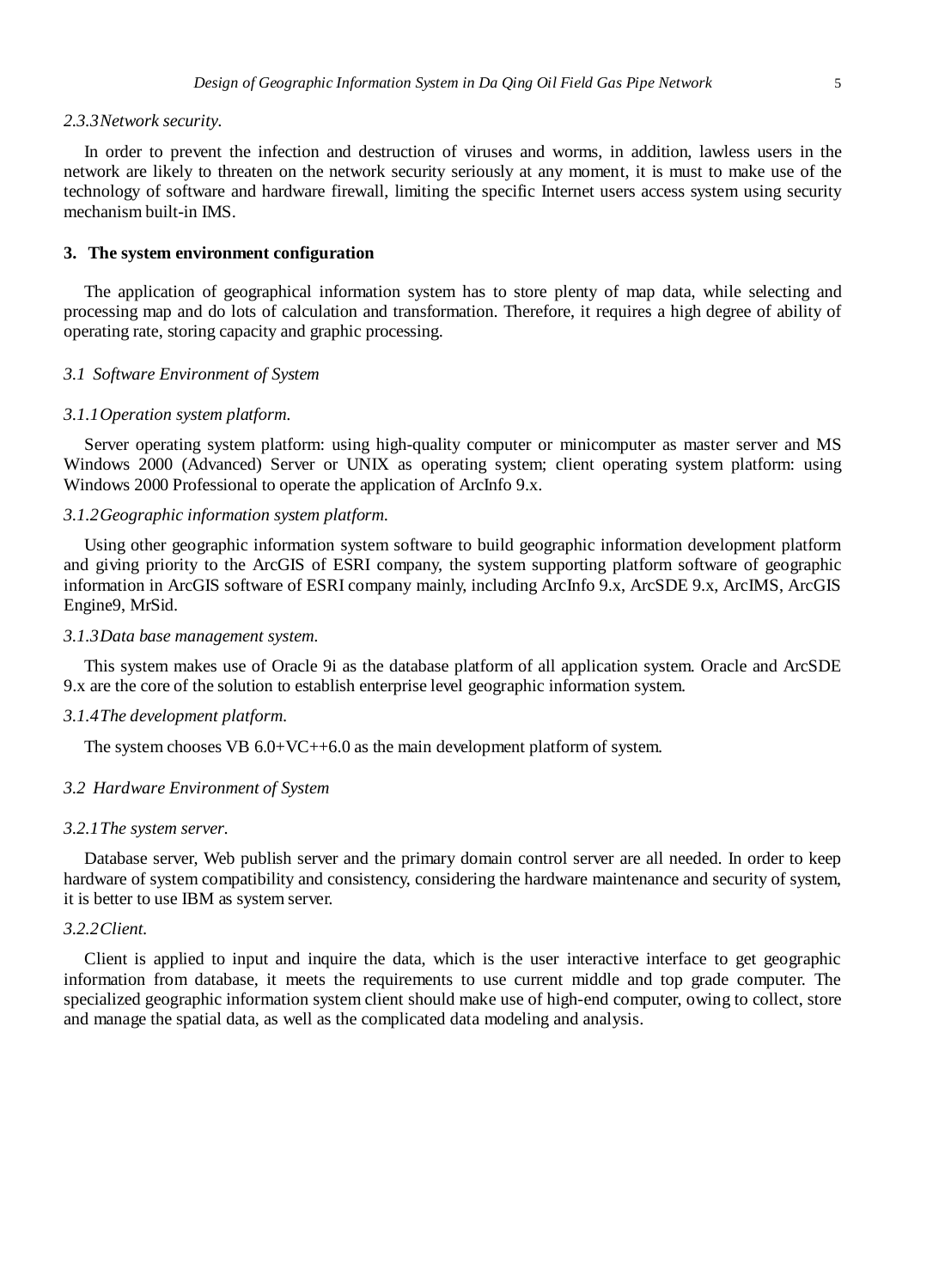*2.3.3 Network security.*

In order to prevent the infection and destruction of viruses and worms, in addition, lawless users in the network are likely to threaten on the network security seriously at any moment, it is must to make use of the technology of software and hardware firewall, limiting the specific Internet users access system using security mechanism built-in IMS.

## 3. The system environment configuration

The application of geographical information system has to store plenty of map data, while selecting and processing map and do lots of calculation and transformation. Therefore, it requires a high degree of ability of operating rate, storing capacity and graphic processing.

### *3.1 Software Environment of System*

*3.1.1 Operation system platform.*

Server operating system platform: using high-quality computer or minicomputer as master server and MS Windows 2000 (Advanced) Server or UNIX as operating system; client operating system platform: using Windows 2000 Professional to operate the application of ArcInfo 9.x.

*3.1.2 Geographic information system platform.*

Using other geographic information system software to build geographic information development platform and giving priority to the ArcGIS of ESRI company, the system supporting platform software of geographic information in ArcGIS software of ESRI company mainly, including ArcInfo 9.x, ArcSDE 9.x, ArcIMS, ArcGIS Engine9, MrSid.

*3.1.3 Data base management system.*

This system makes use of Oracle 9i as the database platform of all application system. Oracle and ArcSDE 9.x are the core of the solution to establish enterprise level geographic information system.

*3.1.4 The development platform.*

The system chooses VB 6.0+VC++6.0 as the main development platform of system.

### *3.2 Hardware Environment of System*

*3.2.1 The system server.*

Database server, Web publish server and the primary domain control server are all needed. In order to keep hardware of system compatibility and consistency, considering the hardware maintenance and security of system, it is better to use IBM as system server.

*3.2.2 Client.*

Client is applied to input and inquire the data, which is the user interactive interface to get geographic information from database, it meets the requirements to use current middle and top grade computer. The specialized geographic information system client should make use of high-end computer, owing to collect, store and manage the spatial data, as well as the complicated data modeling and analysis.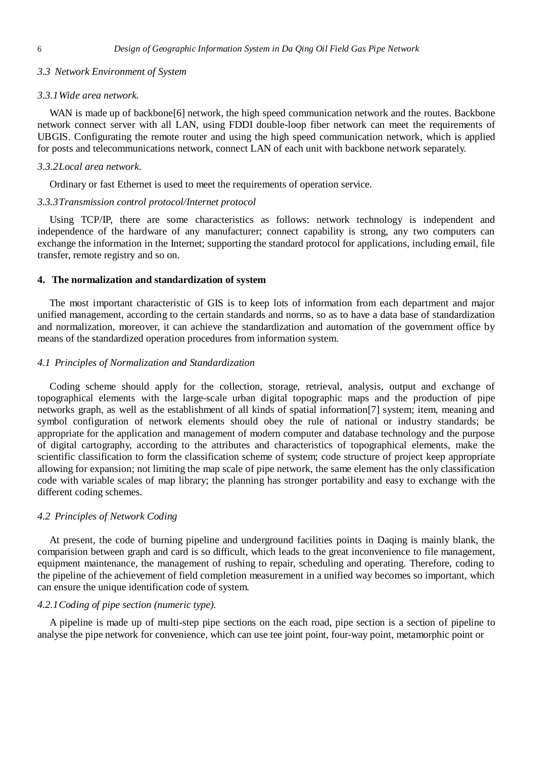### 3.3 Network Environment of System

#### 3.3.1 Wide area network.

WAN is made up of backbone[6] network, the high speed communication network and the routes. Backbone network connect server with all LAN, using FDDI double-loop fiber network can meet the requirements of UBGIS. Configurating the remote router and using the high speed communication network, which is applied for posts and telecommunications network, connect LAN of each unit with backbone network separately.

#### 3.3.2 Local area network.

Ordinary or fast Ethernet is used to meet the requirements of operation service.

#### 3.3.3 Transmission control protocol/Internet protocol

Using TCP/IP, there are some characteristics as follows: network technology is independent and independence of the hardware of any manufacturer; connect capability is strong, any two computers can exchange the information in the Internet; supporting the standard protocol for applications, including email, file transfer, remote registry and so on.

## 4. The normalization and standardization of system

The most important characteristic of GIS is to keep lots of information from each department and major unified management, according to the certain standards and norms, so as to have a data base of standardization and normalization, moreover, it can achieve the standardization and automation of the government office by means of the standardized operation procedures from information system.

### 4.1 Principles of Normalization and Standardization

Coding scheme should apply for the collection, storage, retrieval, analysis, output and exchange of topographical elements with the large-scale urban digital topographic maps and the production of pipe networks graph, as well as the establishment of all kinds of spatial information[7] system; item, meaning and symbol configuration of network elements should obey the rule of national or industry standards; be appropriate for the application and management of modern computer and database technology and the purpose of digital cartography, according to the attributes and characteristics of topographical elements, make the scientific classification to form the classification scheme of system; code structure of project keep appropriate allowing for expansion; not limiting the map scale of pipe network, the same element has the only classification code with variable scales of map library; the planning has stronger portability and easy to exchange with the different coding schemes.

### 4.2 Principles of Network Coding

At present, the code of burning pipeline and underground facilities points in Daqing is mainly blank, the comparision between graph and card is so difficult, which leads to the great inconvenience to file management, equipment maintenance, the management of rushing to repair, scheduling and operating. Therefore, coding to the pipeline of the achievement of field completion measurement in a unified way becomes so important, which can ensure the unique identification code of system.

#### 4.2.1 Coding of pipe section (numeric type).

A pipeline is made up of multi-step pipe sections on the each road, pipe section is a section of pipeline to analyse the pipe network for convenience, which can use tee joint point, four-way point, metamorphic point or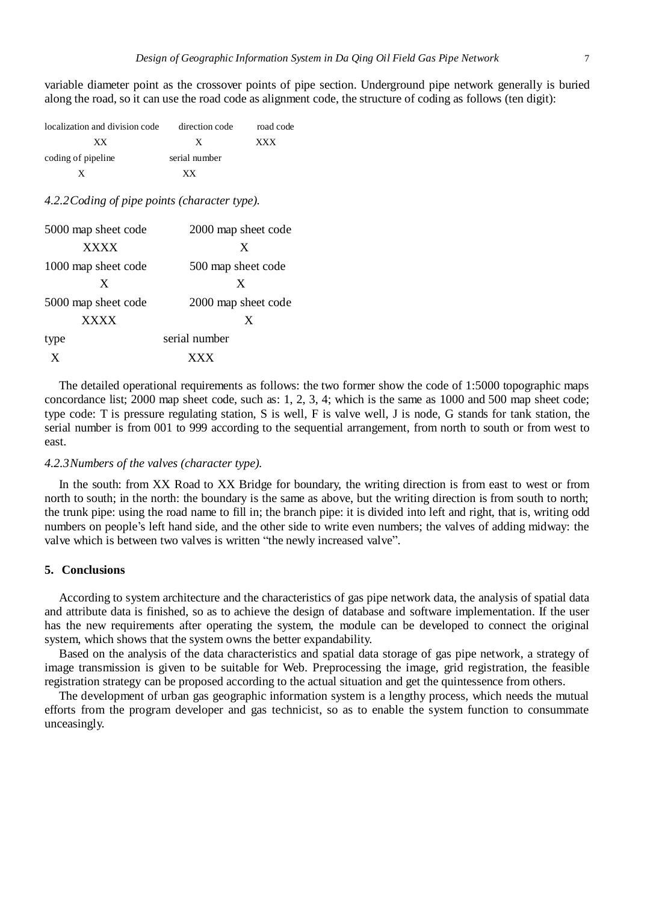variable diameter point as the crossover points of pipe section. Underground pipe network generally is buried along the road, so it can use the road code as alignment code, the structure of coding as follows (ten digit):

| localization and division code | direction code | road code |
|---|---|---|
| XX | X | XXX |
| coding of pipeline | serial number | |
| X | XX | |

*4.2.2Coding of pipe points (character type).*

| 5000 map sheet code | 2000 map sheet code |
|---|---|
| XXXX | X |
| 1000 map sheet code | 500 map sheet code |
| X | X |
| 5000 map sheet code | 2000 map sheet code |
| XXXX | X |
| type | serial number |
| X | XXX |

The detailed operational requirements as follows: the two former show the code of 1:5000 topographic maps concordance list; 2000 map sheet code, such as: 1, 2, 3, 4; which is the same as 1000 and 500 map sheet code; type code: T is pressure regulating station, S is well, F is valve well, J is node, G stands for tank station, the serial number is from 001 to 999 according to the sequential arrangement, from north to south or from west to east.

*4.2.3Numbers of the valves (character type).*

In the south: from XX Road to XX Bridge for boundary, the writing direction is from east to west or from north to south; in the north: the boundary is the same as above, but the writing direction is from south to north; the trunk pipe: using the road name to fill in; the branch pipe: it is divided into left and right, that is, writing odd numbers on people's left hand side, and the other side to write even numbers; the valves of adding midway: the valve which is between two valves is written "the newly increased valve".

## 5. Conclusions

According to system architecture and the characteristics of gas pipe network data, the analysis of spatial data and attribute data is finished, so as to achieve the design of database and software implementation. If the user has the new requirements after operating the system, the module can be developed to connect the original system, which shows that the system owns the better expandability.

Based on the analysis of the data characteristics and spatial data storage of gas pipe network, a strategy of image transmission is given to be suitable for Web. Preprocessing the image, grid registration, the feasible registration strategy can be proposed according to the actual situation and get the quintessence from others.

The development of urban gas geographic information system is a lengthy process, which needs the mutual efforts from the program developer and gas technicist, so as to enable the system function to consummate unceasingly.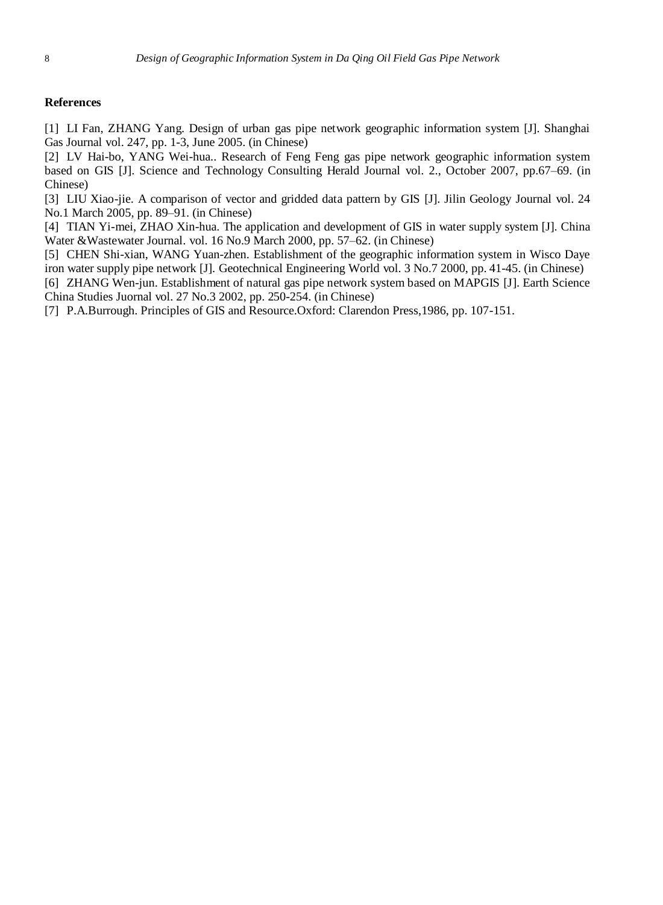## References

[1] LI Fan, ZHANG Yang. Design of urban gas pipe network geographic information system [J]. Shanghai Gas Journal vol. 247, pp. 1-3, June 2005. (in Chinese)

[2] LV Hai-bo, YANG Wei-hua.. Research of Feng Feng gas pipe network geographic information system based on GIS [J]. Science and Technology Consulting Herald Journal vol. 2., October 2007, pp.67–69. (in Chinese)

[3] LIU Xiao-jie. A comparison of vector and gridded data pattern by GIS [J]. Jilin Geology Journal vol. 24 No.1 March 2005, pp. 89–91. (in Chinese)

[4] TIAN Yi-mei, ZHAO Xin-hua. The application and development of GIS in water supply system [J]. China Water &Wastewater Journal. vol. 16 No.9 March 2000, pp. 57–62. (in Chinese)

[5] CHEN Shi-xian, WANG Yuan-zhen. Establishment of the geographic information system in Wisco Daye iron water supply pipe network [J]. Geotechnical Engineering World vol. 3 No.7 2000, pp. 41-45. (in Chinese)

[6] ZHANG Wen-jun. Establishment of natural gas pipe network system based on MAPGIS [J]. Earth Science China Studies Juornal vol. 27 No.3 2002, pp. 250-254. (in Chinese)

[7] P.A.Burrough. Principles of GIS and Resource.Oxford: Clarendon Press,1986, pp. 107-151.